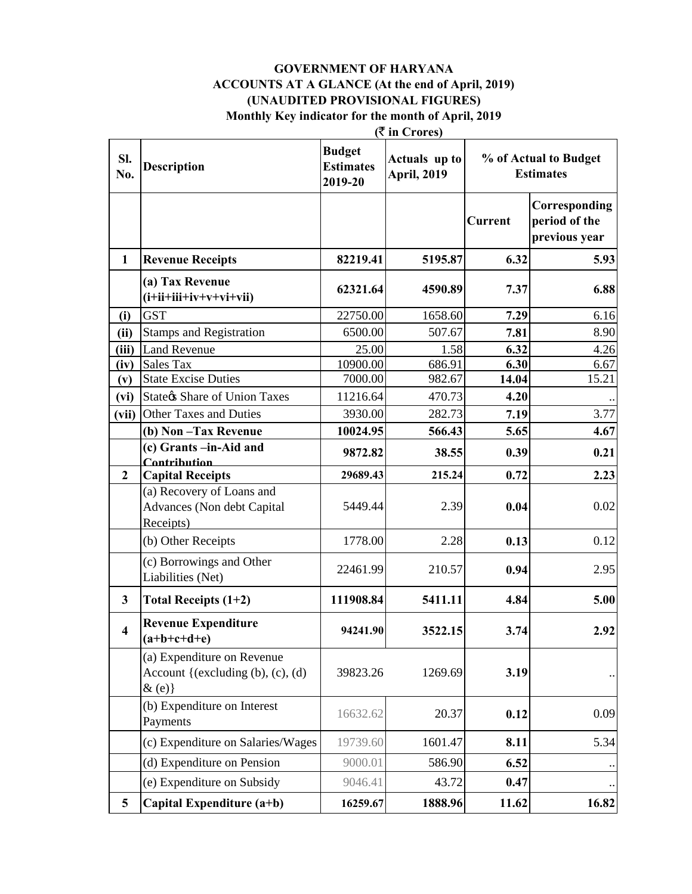**GOVERNMENT OF HARYANA**
**ACCOUNTS AT A GLANCE (At the end of April, 2019)**
**(UNAUDITED PROVISIONAL FIGURES)**
**Monthly Key indicator for the month of April, 2019**
**(₹ in Crores)**

| Sl. No. | Description | Budget Estimates 2019-20 | Actuals up to April, 2019 | % of Actual to Budget Estimates | |
|---|---|---|---|---|---|
| | | | | Current | Corresponding period of the previous year |
| **1** | **Revenue Receipts** | **82219.41** | **5195.87** | **6.32** | **5.93** |
| | **(a) Tax Revenue (i+ii+iii+iv+v+vi+vii)** | **62321.64** | **4590.89** | **7.37** | **6.88** |
| **(i)** | GST | 22750.00 | 1658.60 | **7.29** | 6.16 |
| **(ii)** | Stamps and Registration | 6500.00 | 507.67 | **7.81** | 8.90 |
| **(iii)** | Land Revenue | 25.00 | 1.58 | **6.32** | 4.26 |
| **(iv)** | Sales Tax | 10900.00 | 686.91 | **6.30** | 6.67 |
| **(v)** | State Excise Duties | 7000.00 | 982.67 | **14.04** | 15.21 |
| **(vi)** | State's Share of Union Taxes | 11216.64 | 470.73 | **4.20** | .. |
| **(vii)** | Other Taxes and Duties | 3930.00 | 282.73 | **7.19** | 3.77 |
| | **(b) Non –Tax Revenue** | **10024.95** | **566.43** | **5.65** | **4.67** |
| | **(c) Grants –in-Aid and Contribution** | **9872.82** | **38.55** | **0.39** | **0.21** |
| **2** | **Capital Receipts** | **29689.43** | **215.24** | **0.72** | **2.23** |
| | (a) Recovery of Loans and Advances (Non debt Capital Receipts) | 5449.44 | 2.39 | **0.04** | 0.02 |
| | (b) Other Receipts | 1778.00 | 2.28 | **0.13** | 0.12 |
| | (c) Borrowings and Other Liabilities (Net) | 22461.99 | 210.57 | **0.94** | 2.95 |
| **3** | **Total Receipts (1+2)** | **111908.84** | **5411.11** | **4.84** | **5.00** |
| **4** | **Revenue Expenditure (a+b+c+d+e)** | **94241.90** | **3522.15** | **3.74** | **2.92** |
| | (a) Expenditure on Revenue Account {(excluding (b), (c), (d) & (e)} | 39823.26 | 1269.69 | **3.19** | .. |
| | (b) Expenditure on Interest Payments | 16632.62 | 20.37 | **0.12** | 0.09 |
| | (c) Expenditure on Salaries/Wages | 19739.60 | 1601.47 | **8.11** | 5.34 |
| | (d) Expenditure on Pension | 9000.01 | 586.90 | **6.52** | .. |
| | (e) Expenditure on Subsidy | 9046.41 | 43.72 | **0.47** | .. |
| **5** | **Capital Expenditure (a+b)** | **16259.67** | **1888.96** | **11.62** | **16.82** |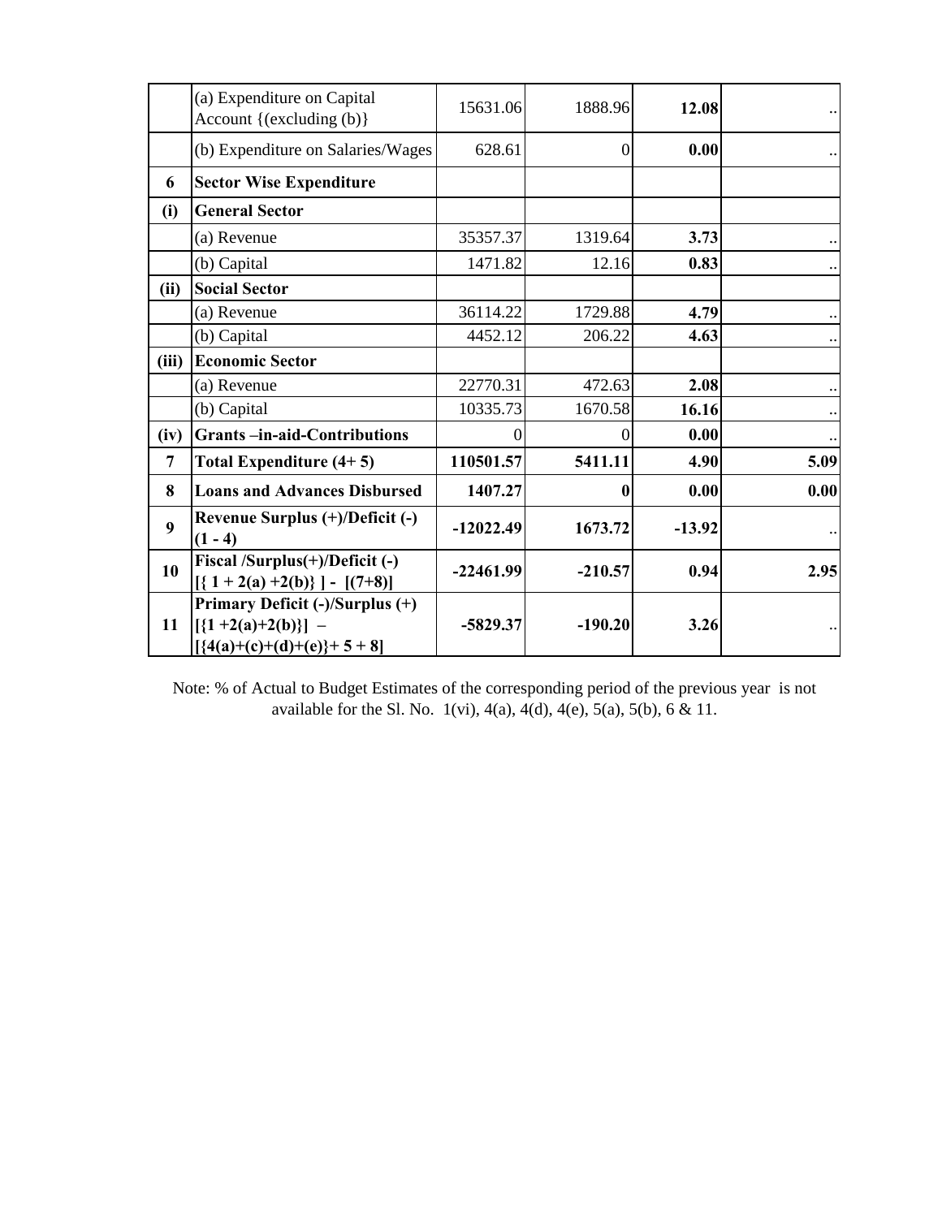|  |  |  |  |  |  |
|---|---|---|---|---|---|
|  | (a) Expenditure on Capital Account {(excluding (b)} | 15631.06 | 1888.96 | **12.08** | .. |
|  | (b) Expenditure on Salaries/Wages | 628.61 | 0 | **0.00** | .. |
| **6** | **Sector Wise Expenditure** |  |  |  |  |
| **(i)** | **General Sector** |  |  |  |  |
|  | (a) Revenue | 35357.37 | 1319.64 | **3.73** | .. |
|  | (b) Capital | 1471.82 | 12.16 | **0.83** | .. |
| **(ii)** | **Social Sector** |  |  |  |  |
|  | (a) Revenue | 36114.22 | 1729.88 | **4.79** | .. |
|  | (b) Capital | 4452.12 | 206.22 | **4.63** | .. |
| **(iii)** | **Economic Sector** |  |  |  |  |
|  | (a) Revenue | 22770.31 | 472.63 | **2.08** | .. |
|  | (b) Capital | 10335.73 | 1670.58 | **16.16** | .. |
| **(iv)** | **Grants –in-aid-Contributions** | 0 | 0 | **0.00** | .. |
| **7** | **Total Expenditure (4+ 5)** | **110501.57** | **5411.11** | **4.90** | **5.09** |
| **8** | **Loans and Advances Disbursed** | **1407.27** | **0** | **0.00** | **0.00** |
| **9** | **Revenue Surplus (+)/Deficit (-) (1 - 4)** | **-12022.49** | **1673.72** | **-13.92** | .. |
| **10** | **Fiscal /Surplus(+)/Deficit (-) [{ 1 + 2(a) +2(b)} ] - [(7+8)]** | **-22461.99** | **-210.57** | **0.94** | **2.95** |
| **11** | **Primary Deficit (-)/Surplus (+) [{1 +2(a)+2(b)}] – [{4(a)+(c)+(d)+(e)}+ 5 + 8]** | **-5829.37** | **-190.20** | **3.26** | .. |

Note: % of Actual to Budget Estimates of the corresponding period of the previous year is not available for the Sl. No. 1(vi), 4(a), 4(d), 4(e), 5(a), 5(b), 6 & 11.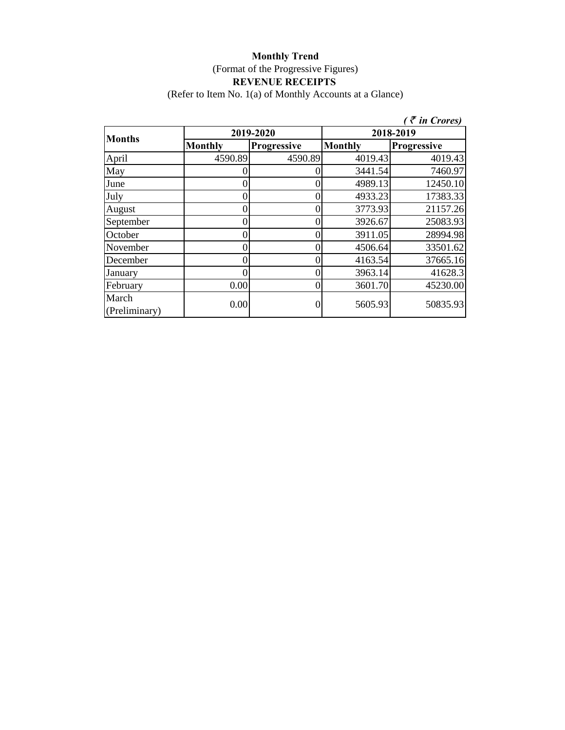**Monthly Trend**

(Format of the Progressive Figures)

**REVENUE RECEIPTS**

(Refer to Item No. 1(a) of Monthly Accounts at a Glance)

*( ₹ in Crores)*

| Months | 2019-2020 | | 2018-2019 | |
|---|---|---|---|---|
| | **Monthly** | **Progressive** | **Monthly** | **Progressive** |
| April | 4590.89 | 4590.89 | 4019.43 | 4019.43 |
| May | 0 | 0 | 3441.54 | 7460.97 |
| June | 0 | 0 | 4989.13 | 12450.10 |
| July | 0 | 0 | 4933.23 | 17383.33 |
| August | 0 | 0 | 3773.93 | 21157.26 |
| September | 0 | 0 | 3926.67 | 25083.93 |
| October | 0 | 0 | 3911.05 | 28994.98 |
| November | 0 | 0 | 4506.64 | 33501.62 |
| December | 0 | 0 | 4163.54 | 37665.16 |
| January | 0 | 0 | 3963.14 | 41628.3 |
| February | 0.00 | 0 | 3601.70 | 45230.00 |
| March (Preliminary) | 0.00 | 0 | 5605.93 | 50835.93 |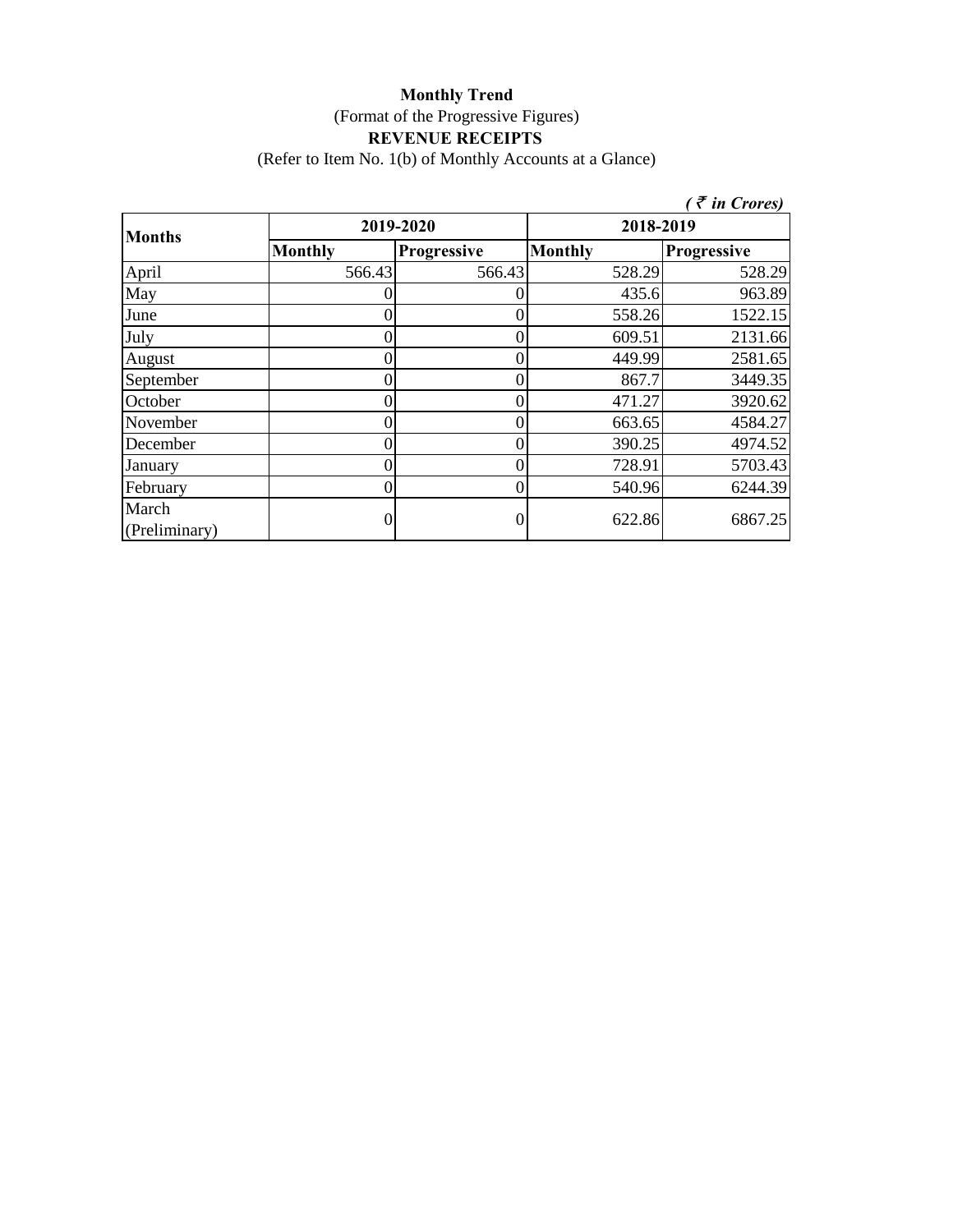**Monthly Trend**

(Format of the Progressive Figures)

**REVENUE RECEIPTS**

(Refer to Item No. 1(b) of Monthly Accounts at a Glance)

***( ₹ in Crores)***

| Months | 2019-2020 | | 2018-2019 | |
|---|---|---|---|---|
| | Monthly | Progressive | Monthly | Progressive |
| April | 566.43 | 566.43 | 528.29 | 528.29 |
| May | 0 | 0 | 435.6 | 963.89 |
| June | 0 | 0 | 558.26 | 1522.15 |
| July | 0 | 0 | 609.51 | 2131.66 |
| August | 0 | 0 | 449.99 | 2581.65 |
| September | 0 | 0 | 867.7 | 3449.35 |
| October | 0 | 0 | 471.27 | 3920.62 |
| November | 0 | 0 | 663.65 | 4584.27 |
| December | 0 | 0 | 390.25 | 4974.52 |
| January | 0 | 0 | 728.91 | 5703.43 |
| February | 0 | 0 | 540.96 | 6244.39 |
| March (Preliminary) | 0 | 0 | 622.86 | 6867.25 |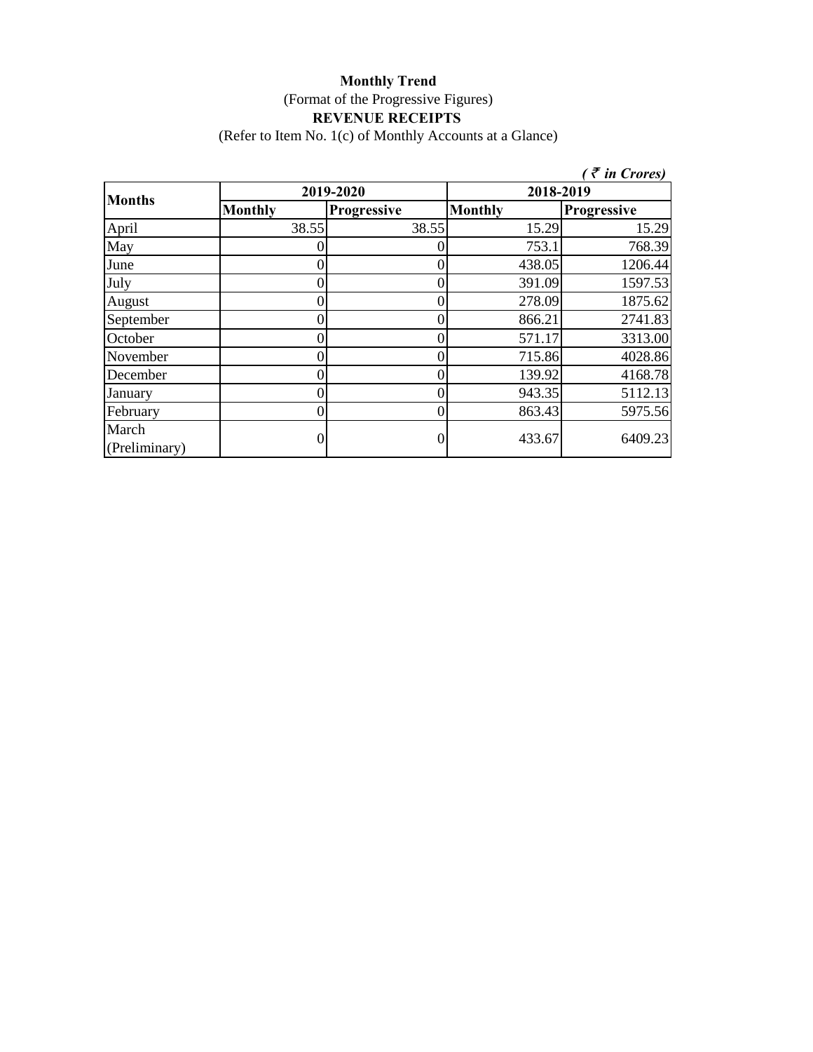**Monthly Trend**

(Format of the Progressive Figures)

**REVENUE RECEIPTS**

(Refer to Item No. 1(c) of Monthly Accounts at a Glance)

*( ₹ in Crores)*

| Months | 2019-2020 | | 2018-2019 | |
|---|---|---|---|---|
| | **Monthly** | **Progressive** | **Monthly** | **Progressive** |
| April | 38.55 | 38.55 | 15.29 | 15.29 |
| May | 0 | 0 | 753.1 | 768.39 |
| June | 0 | 0 | 438.05 | 1206.44 |
| July | 0 | 0 | 391.09 | 1597.53 |
| August | 0 | 0 | 278.09 | 1875.62 |
| September | 0 | 0 | 866.21 | 2741.83 |
| October | 0 | 0 | 571.17 | 3313.00 |
| November | 0 | 0 | 715.86 | 4028.86 |
| December | 0 | 0 | 139.92 | 4168.78 |
| January | 0 | 0 | 943.35 | 5112.13 |
| February | 0 | 0 | 863.43 | 5975.56 |
| March (Preliminary) | 0 | 0 | 433.67 | 6409.23 |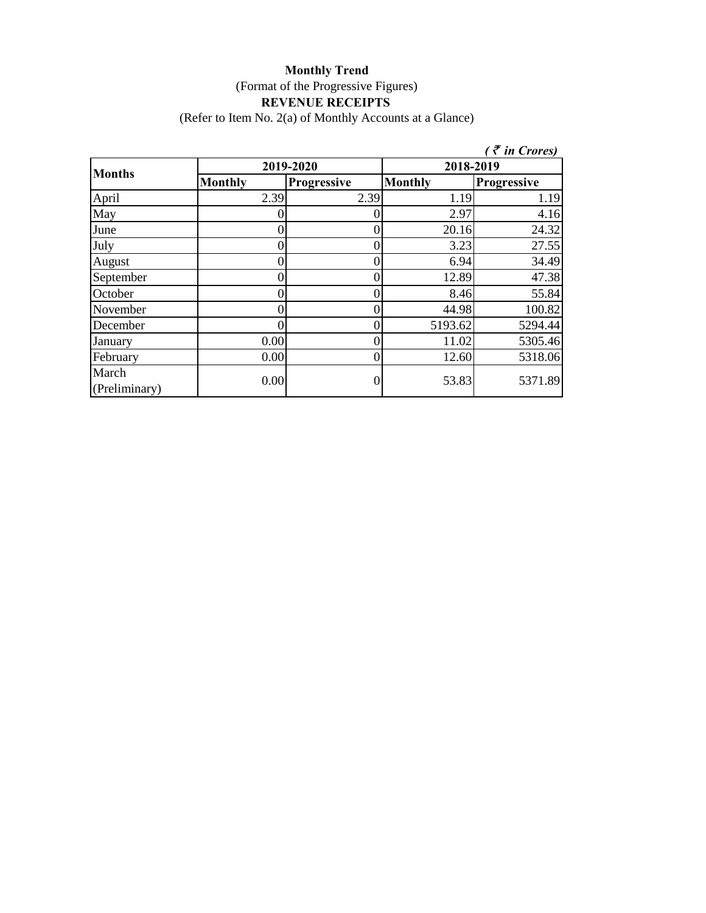**Monthly Trend**

(Format of the Progressive Figures)

**REVENUE RECEIPTS**

(Refer to Item No. 2(a) of Monthly Accounts at a Glance)

*( ₹ in Crores)*

| **Months** | **2019-2020** | | **2018-2019** | |
|---|---|---|---|---|
| | **Monthly** | **Progressive** | **Monthly** | **Progressive** |
| April | 2.39 | 2.39 | 1.19 | 1.19 |
| May | 0 | 0 | 2.97 | 4.16 |
| June | 0 | 0 | 20.16 | 24.32 |
| July | 0 | 0 | 3.23 | 27.55 |
| August | 0 | 0 | 6.94 | 34.49 |
| September | 0 | 0 | 12.89 | 47.38 |
| October | 0 | 0 | 8.46 | 55.84 |
| November | 0 | 0 | 44.98 | 100.82 |
| December | 0 | 0 | 5193.62 | 5294.44 |
| January | 0.00 | 0 | 11.02 | 5305.46 |
| February | 0.00 | 0 | 12.60 | 5318.06 |
| March (Preliminary) | 0.00 | 0 | 53.83 | 5371.89 |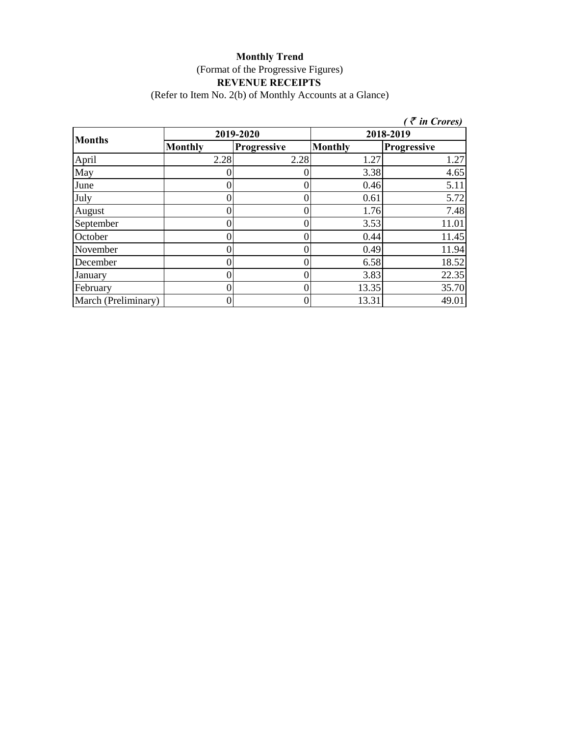**Monthly Trend**

(Format of the Progressive Figures)

**REVENUE RECEIPTS**

(Refer to Item No. 2(b) of Monthly Accounts at a Glance)

*( ₹ in Crores)*

| **Months** | **2019-2020** | | **2018-2019** | |
|---|---|---|---|---|
| | **Monthly** | **Progressive** | **Monthly** | **Progressive** |
| April | 2.28 | 2.28 | 1.27 | 1.27 |
| May | 0 | 0 | 3.38 | 4.65 |
| June | 0 | 0 | 0.46 | 5.11 |
| July | 0 | 0 | 0.61 | 5.72 |
| August | 0 | 0 | 1.76 | 7.48 |
| September | 0 | 0 | 3.53 | 11.01 |
| October | 0 | 0 | 0.44 | 11.45 |
| November | 0 | 0 | 0.49 | 11.94 |
| December | 0 | 0 | 6.58 | 18.52 |
| January | 0 | 0 | 3.83 | 22.35 |
| February | 0 | 0 | 13.35 | 35.70 |
| March (Preliminary) | 0 | 0 | 13.31 | 49.01 |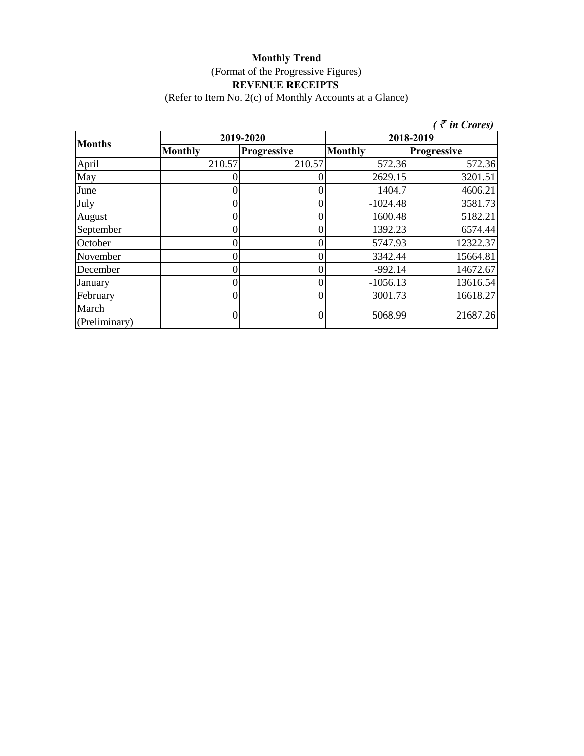**Monthly Trend**

(Format of the Progressive Figures)

**REVENUE RECEIPTS**

(Refer to Item No. 2(c) of Monthly Accounts at a Glance)

*( ₹ in Crores)*

| Months | 2019-2020 | | 2018-2019 | |
|---|---|---|---|---|
| | **Monthly** | **Progressive** | **Monthly** | **Progressive** |
| April | 210.57 | 210.57 | 572.36 | 572.36 |
| May | 0 | 0 | 2629.15 | 3201.51 |
| June | 0 | 0 | 1404.7 | 4606.21 |
| July | 0 | 0 | -1024.48 | 3581.73 |
| August | 0 | 0 | 1600.48 | 5182.21 |
| September | 0 | 0 | 1392.23 | 6574.44 |
| October | 0 | 0 | 5747.93 | 12322.37 |
| November | 0 | 0 | 3342.44 | 15664.81 |
| December | 0 | 0 | -992.14 | 14672.67 |
| January | 0 | 0 | -1056.13 | 13616.54 |
| February | 0 | 0 | 3001.73 | 16618.27 |
| March (Preliminary) | 0 | 0 | 5068.99 | 21687.26 |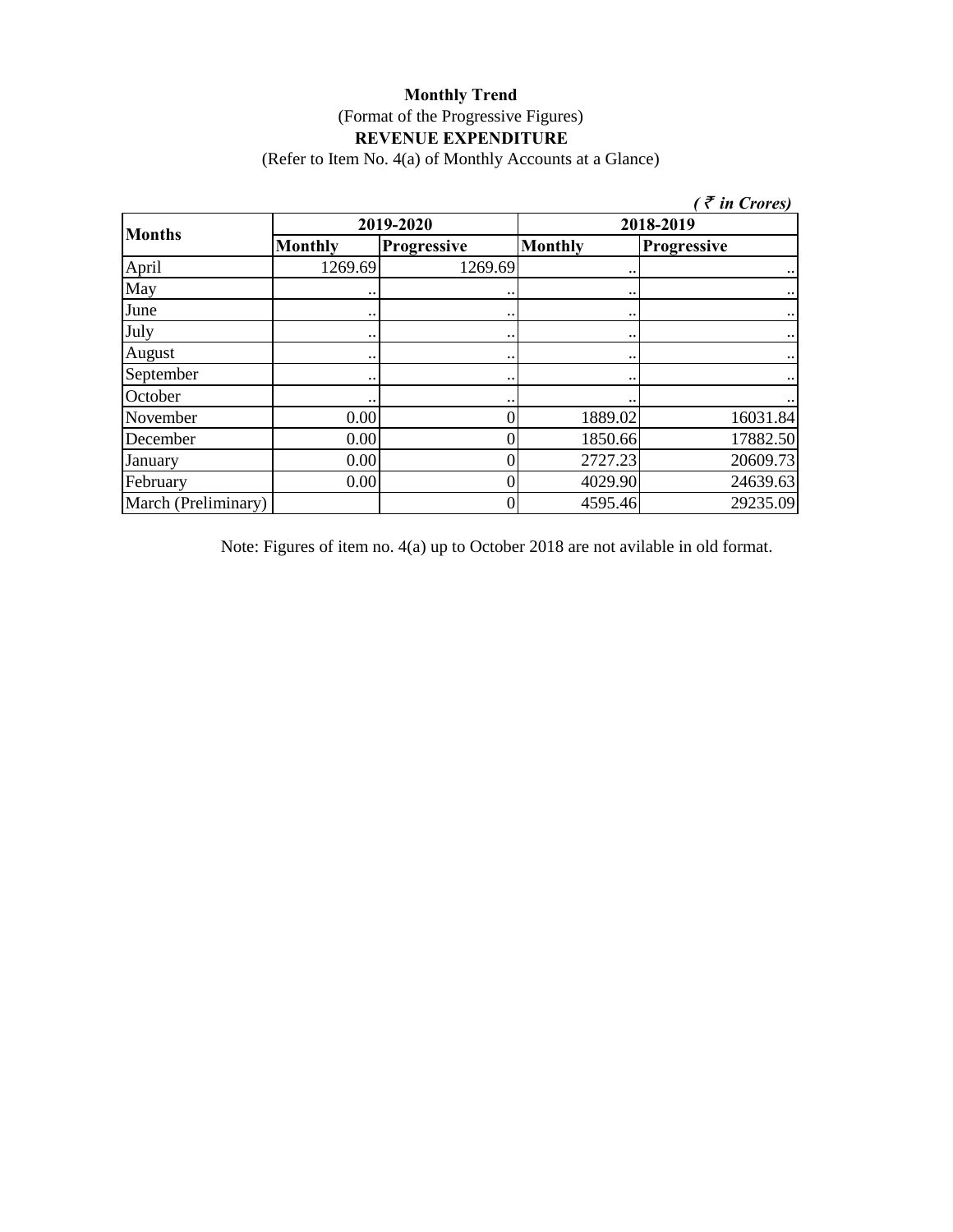**Monthly Trend**

(Format of the Progressive Figures)

**REVENUE EXPENDITURE**

(Refer to Item No. 4(a) of Monthly Accounts at a Glance)

*( ₹ in Crores)*

| Months | 2019-2020 | | 2018-2019 | |
|---|---|---|---|---|
| | Monthly | Progressive | Monthly | Progressive |
| April | 1269.69 | 1269.69 | .. | .. |
| May | .. | .. | .. | .. |
| June | .. | .. | .. | .. |
| July | .. | .. | .. | .. |
| August | .. | .. | .. | .. |
| September | .. | .. | .. | .. |
| October | .. | .. | .. | .. |
| November | 0.00 | 0 | 1889.02 | 16031.84 |
| December | 0.00 | 0 | 1850.66 | 17882.50 |
| January | 0.00 | 0 | 2727.23 | 20609.73 |
| February | 0.00 | 0 | 4029.90 | 24639.63 |
| March (Preliminary) | | 0 | 4595.46 | 29235.09 |

Note: Figures of item no. 4(a) up to October 2018 are not avilable in old format.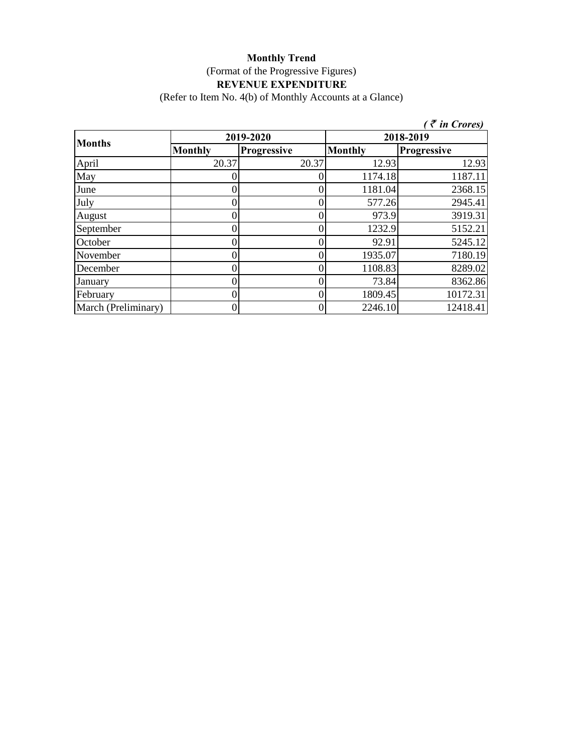**Monthly Trend**

(Format of the Progressive Figures)

**REVENUE EXPENDITURE**

(Refer to Item No. 4(b) of Monthly Accounts at a Glance)

*( ₹ in Crores)*

| Months | 2019-2020 | | 2018-2019 | |
|---|---|---|---|---|
| | Monthly | Progressive | Monthly | Progressive |
| April | 20.37 | 20.37 | 12.93 | 12.93 |
| May | 0 | 0 | 1174.18 | 1187.11 |
| June | 0 | 0 | 1181.04 | 2368.15 |
| July | 0 | 0 | 577.26 | 2945.41 |
| August | 0 | 0 | 973.9 | 3919.31 |
| September | 0 | 0 | 1232.9 | 5152.21 |
| October | 0 | 0 | 92.91 | 5245.12 |
| November | 0 | 0 | 1935.07 | 7180.19 |
| December | 0 | 0 | 1108.83 | 8289.02 |
| January | 0 | 0 | 73.84 | 8362.86 |
| February | 0 | 0 | 1809.45 | 10172.31 |
| March (Preliminary) | 0 | 0 | 2246.10 | 12418.41 |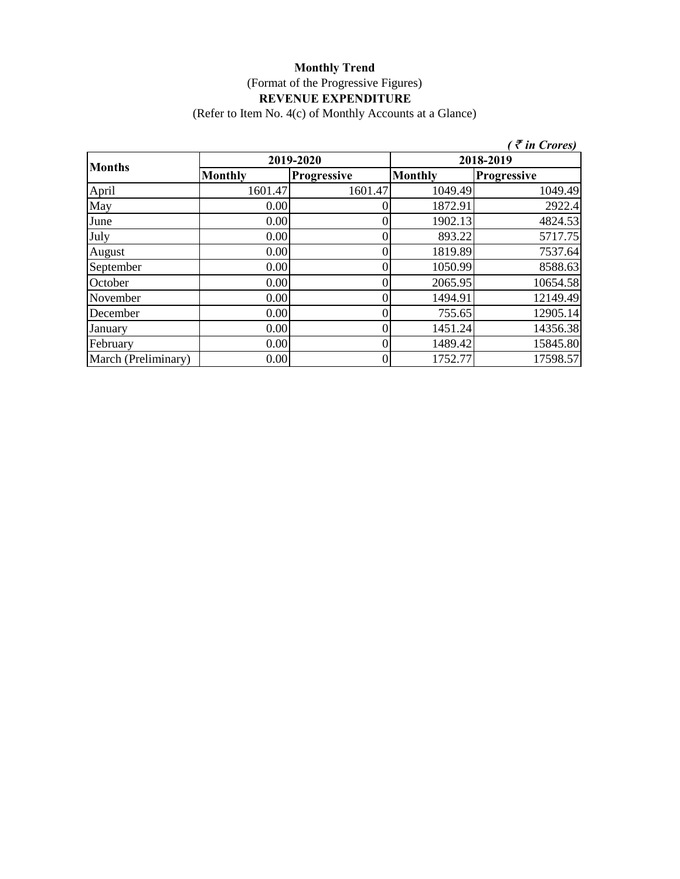**Monthly Trend**

(Format of the Progressive Figures)

**REVENUE EXPENDITURE**

(Refer to Item No. 4(c) of Monthly Accounts at a Glance)

*( ₹ in Crores)*

| Months | 2019-2020 | | 2018-2019 | |
|---|---|---|---|---|
| | Monthly | Progressive | Monthly | Progressive |
| April | 1601.47 | 1601.47 | 1049.49 | 1049.49 |
| May | 0.00 | 0 | 1872.91 | 2922.4 |
| June | 0.00 | 0 | 1902.13 | 4824.53 |
| July | 0.00 | 0 | 893.22 | 5717.75 |
| August | 0.00 | 0 | 1819.89 | 7537.64 |
| September | 0.00 | 0 | 1050.99 | 8588.63 |
| October | 0.00 | 0 | 2065.95 | 10654.58 |
| November | 0.00 | 0 | 1494.91 | 12149.49 |
| December | 0.00 | 0 | 755.65 | 12905.14 |
| January | 0.00 | 0 | 1451.24 | 14356.38 |
| February | 0.00 | 0 | 1489.42 | 15845.80 |
| March (Preliminary) | 0.00 | 0 | 1752.77 | 17598.57 |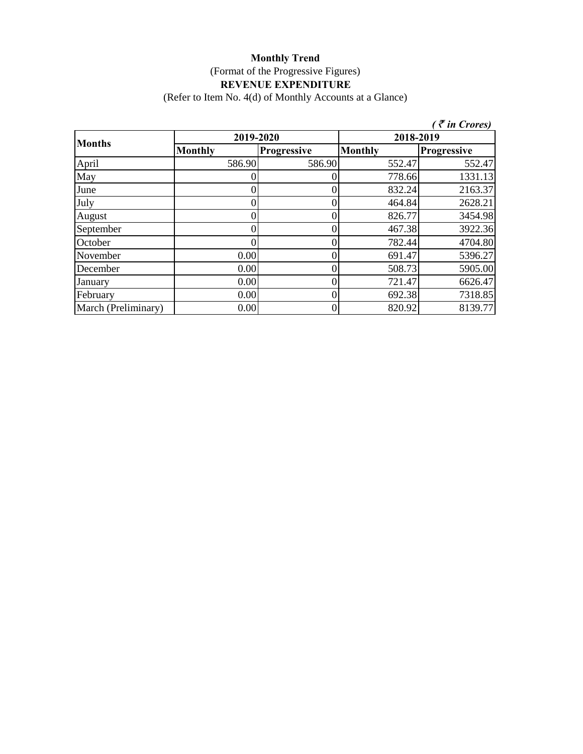**Monthly Trend**

(Format of the Progressive Figures)

**REVENUE EXPENDITURE**

(Refer to Item No. 4(d) of Monthly Accounts at a Glance)

*( ₹ in Crores)*

| Months | 2019-2020 | | 2018-2019 | |
|---|---|---|---|---|
| | Monthly | Progressive | Monthly | Progressive |
| April | 586.90 | 586.90 | 552.47 | 552.47 |
| May | 0 | 0 | 778.66 | 1331.13 |
| June | 0 | 0 | 832.24 | 2163.37 |
| July | 0 | 0 | 464.84 | 2628.21 |
| August | 0 | 0 | 826.77 | 3454.98 |
| September | 0 | 0 | 467.38 | 3922.36 |
| October | 0 | 0 | 782.44 | 4704.80 |
| November | 0.00 | 0 | 691.47 | 5396.27 |
| December | 0.00 | 0 | 508.73 | 5905.00 |
| January | 0.00 | 0 | 721.47 | 6626.47 |
| February | 0.00 | 0 | 692.38 | 7318.85 |
| March (Preliminary) | 0.00 | 0 | 820.92 | 8139.77 |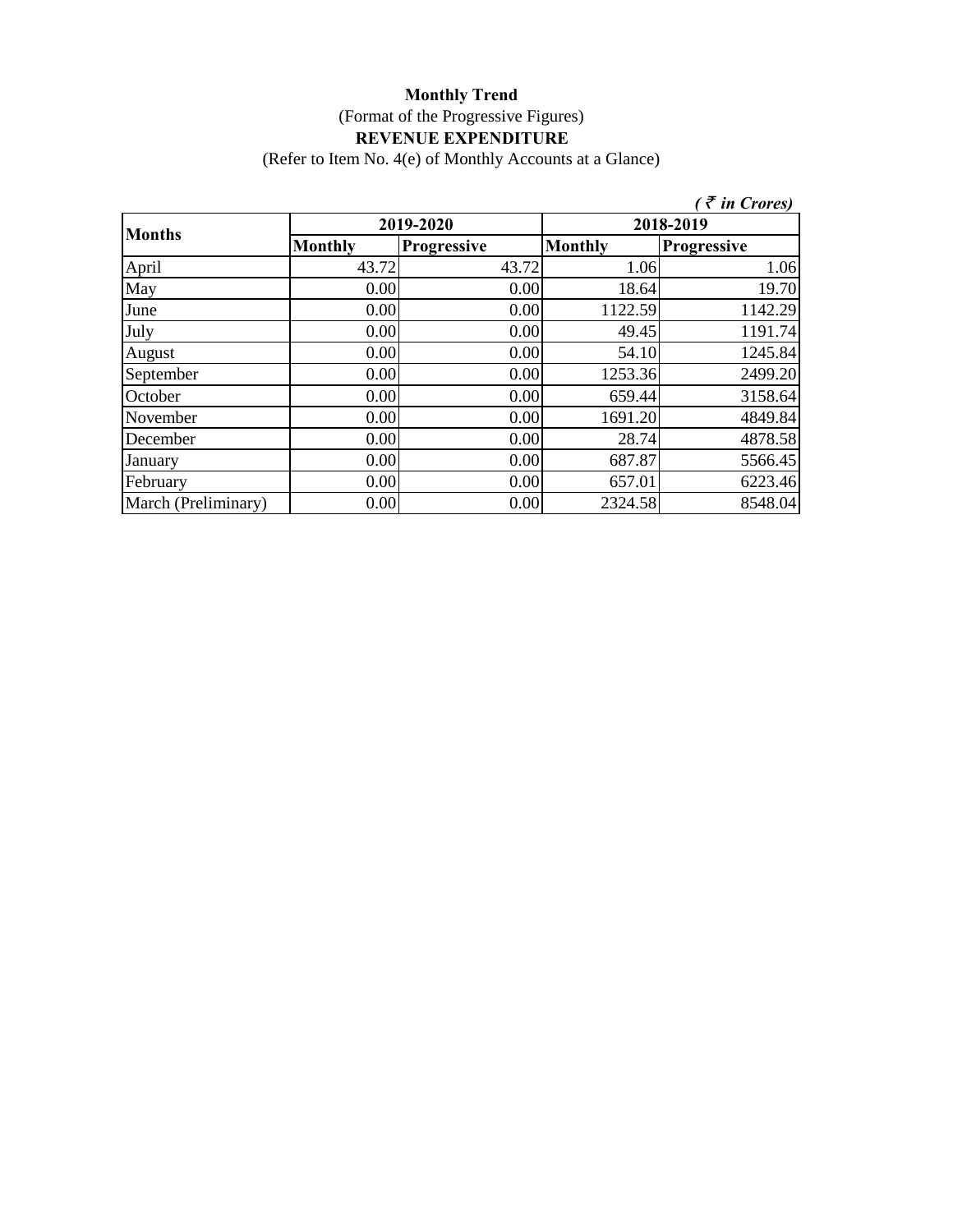**Monthly Trend**

(Format of the Progressive Figures)

**REVENUE EXPENDITURE**

(Refer to Item No. 4(e) of Monthly Accounts at a Glance)

*( ₹ in Crores)*

| Months | 2019-2020 | | 2018-2019 | |
|---|---|---|---|---|
| | Monthly | Progressive | Monthly | Progressive |
| April | 43.72 | 43.72 | 1.06 | 1.06 |
| May | 0.00 | 0.00 | 18.64 | 19.70 |
| June | 0.00 | 0.00 | 1122.59 | 1142.29 |
| July | 0.00 | 0.00 | 49.45 | 1191.74 |
| August | 0.00 | 0.00 | 54.10 | 1245.84 |
| September | 0.00 | 0.00 | 1253.36 | 2499.20 |
| October | 0.00 | 0.00 | 659.44 | 3158.64 |
| November | 0.00 | 0.00 | 1691.20 | 4849.84 |
| December | 0.00 | 0.00 | 28.74 | 4878.58 |
| January | 0.00 | 0.00 | 687.87 | 5566.45 |
| February | 0.00 | 0.00 | 657.01 | 6223.46 |
| March (Preliminary) | 0.00 | 0.00 | 2324.58 | 8548.04 |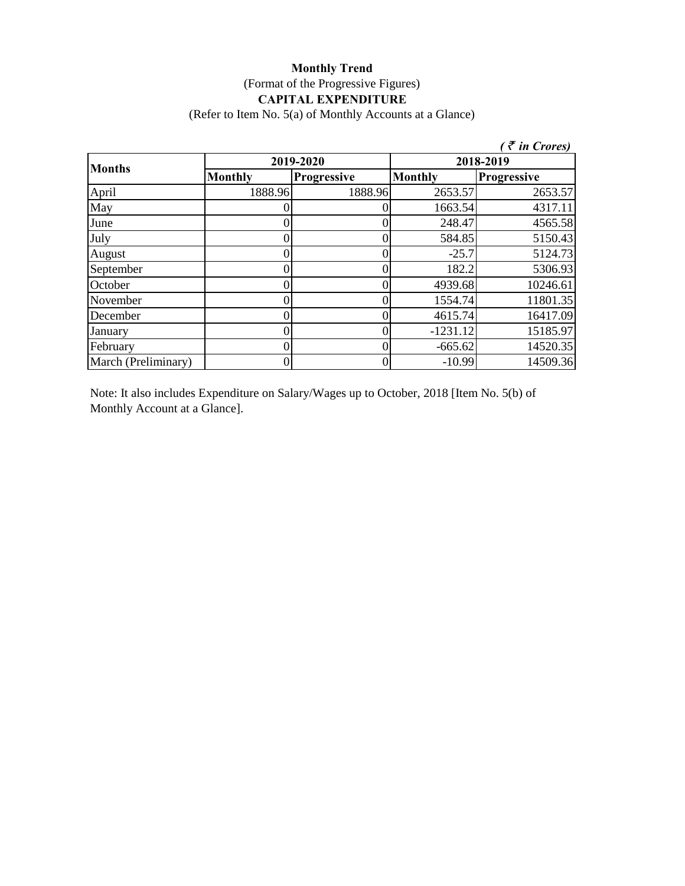**Monthly Trend**

(Format of the Progressive Figures)

**CAPITAL EXPENDITURE**

(Refer to Item No. 5(a) of Monthly Accounts at a Glance)

*( ₹ in Crores)*

| Months | 2019-2020 | | 2018-2019 | |
|---|---|---|---|---|
| | **Monthly** | **Progressive** | **Monthly** | **Progressive** |
| April | 1888.96 | 1888.96 | 2653.57 | 2653.57 |
| May | 0 | 0 | 1663.54 | 4317.11 |
| June | 0 | 0 | 248.47 | 4565.58 |
| July | 0 | 0 | 584.85 | 5150.43 |
| August | 0 | 0 | -25.7 | 5124.73 |
| September | 0 | 0 | 182.2 | 5306.93 |
| October | 0 | 0 | 4939.68 | 10246.61 |
| November | 0 | 0 | 1554.74 | 11801.35 |
| December | 0 | 0 | 4615.74 | 16417.09 |
| January | 0 | 0 | -1231.12 | 15185.97 |
| February | 0 | 0 | -665.62 | 14520.35 |
| March (Preliminary) | 0 | 0 | -10.99 | 14509.36 |

Note: It also includes Expenditure on Salary/Wages up to October, 2018 [Item No. 5(b) of Monthly Account at a Glance].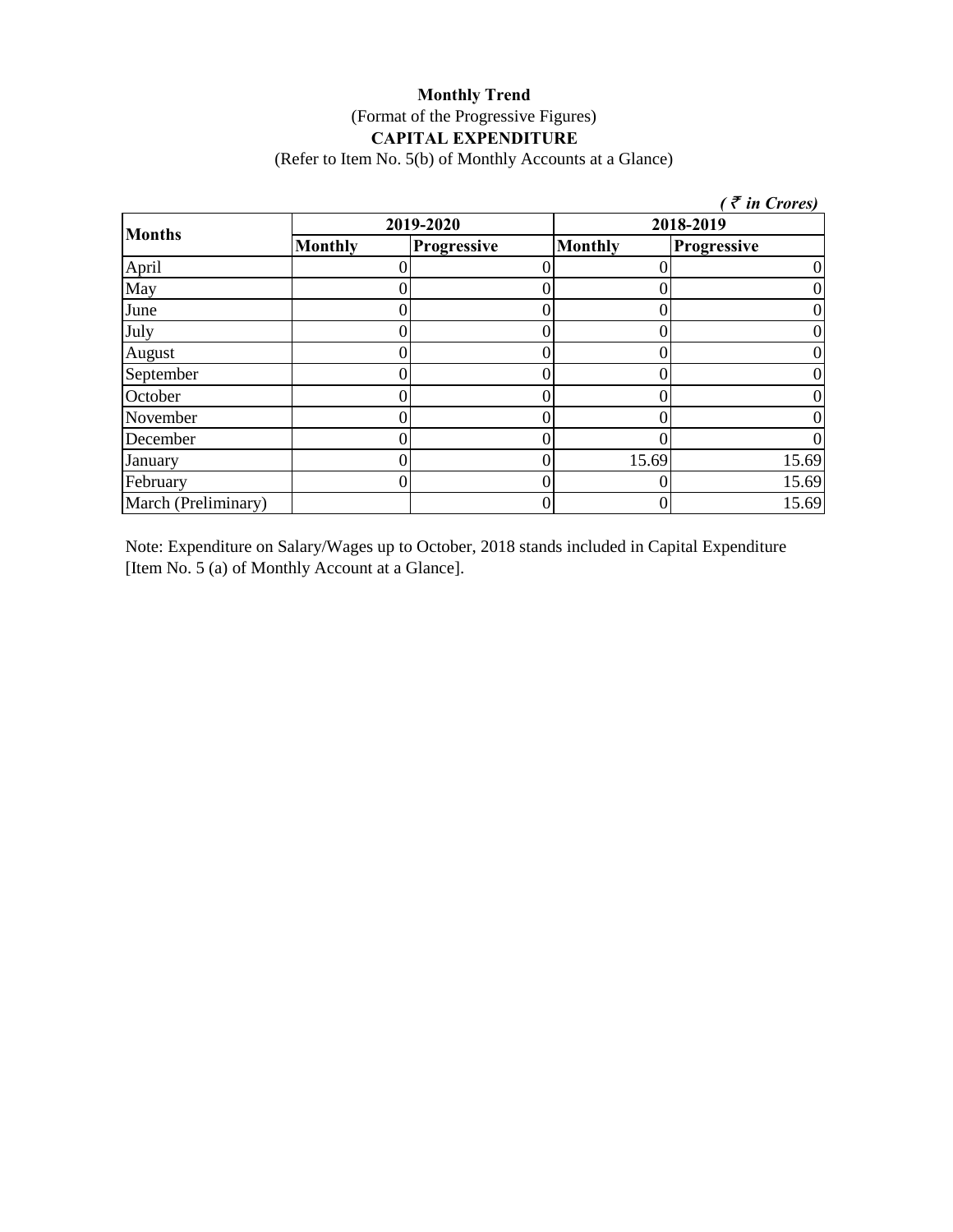**Monthly Trend**

(Format of the Progressive Figures)

**CAPITAL EXPENDITURE**

(Refer to Item No. 5(b) of Monthly Accounts at a Glance)

*( ₹ in Crores)*

| Months | 2019-2020 | | 2018-2019 | |
|---|---|---|---|---|
| | Monthly | Progressive | Monthly | Progressive |
| April | 0 | 0 | 0 | 0 |
| May | 0 | 0 | 0 | 0 |
| June | 0 | 0 | 0 | 0 |
| July | 0 | 0 | 0 | 0 |
| August | 0 | 0 | 0 | 0 |
| September | 0 | 0 | 0 | 0 |
| October | 0 | 0 | 0 | 0 |
| November | 0 | 0 | 0 | 0 |
| December | 0 | 0 | 0 | 0 |
| January | 0 | 0 | 15.69 | 15.69 |
| February | 0 | 0 | 0 | 15.69 |
| March (Preliminary) | | 0 | 0 | 15.69 |

Note: Expenditure on Salary/Wages up to October, 2018 stands included in Capital Expenditure [Item No. 5 (a) of Monthly Account at a Glance].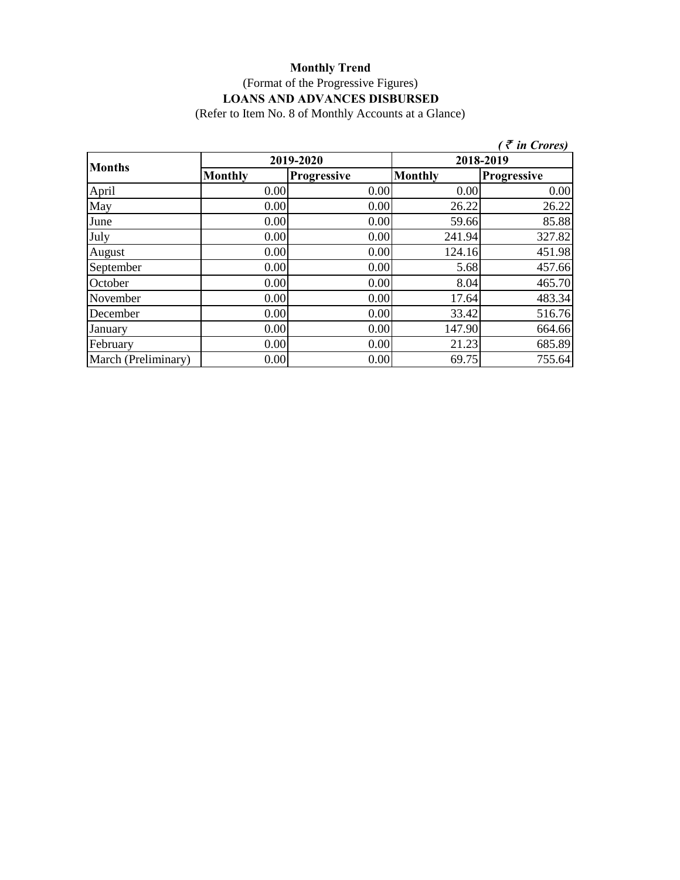**Monthly Trend**

(Format of the Progressive Figures)

**LOANS AND ADVANCES DISBURSED**

(Refer to Item No. 8 of Monthly Accounts at a Glance)

*( ₹ in Crores)*

| Months | 2019-2020 | | 2018-2019 | |
|---|---|---|---|---|
| | Monthly | Progressive | Monthly | Progressive |
| April | 0.00 | 0.00 | 0.00 | 0.00 |
| May | 0.00 | 0.00 | 26.22 | 26.22 |
| June | 0.00 | 0.00 | 59.66 | 85.88 |
| July | 0.00 | 0.00 | 241.94 | 327.82 |
| August | 0.00 | 0.00 | 124.16 | 451.98 |
| September | 0.00 | 0.00 | 5.68 | 457.66 |
| October | 0.00 | 0.00 | 8.04 | 465.70 |
| November | 0.00 | 0.00 | 17.64 | 483.34 |
| December | 0.00 | 0.00 | 33.42 | 516.76 |
| January | 0.00 | 0.00 | 147.90 | 664.66 |
| February | 0.00 | 0.00 | 21.23 | 685.89 |
| March (Preliminary) | 0.00 | 0.00 | 69.75 | 755.64 |